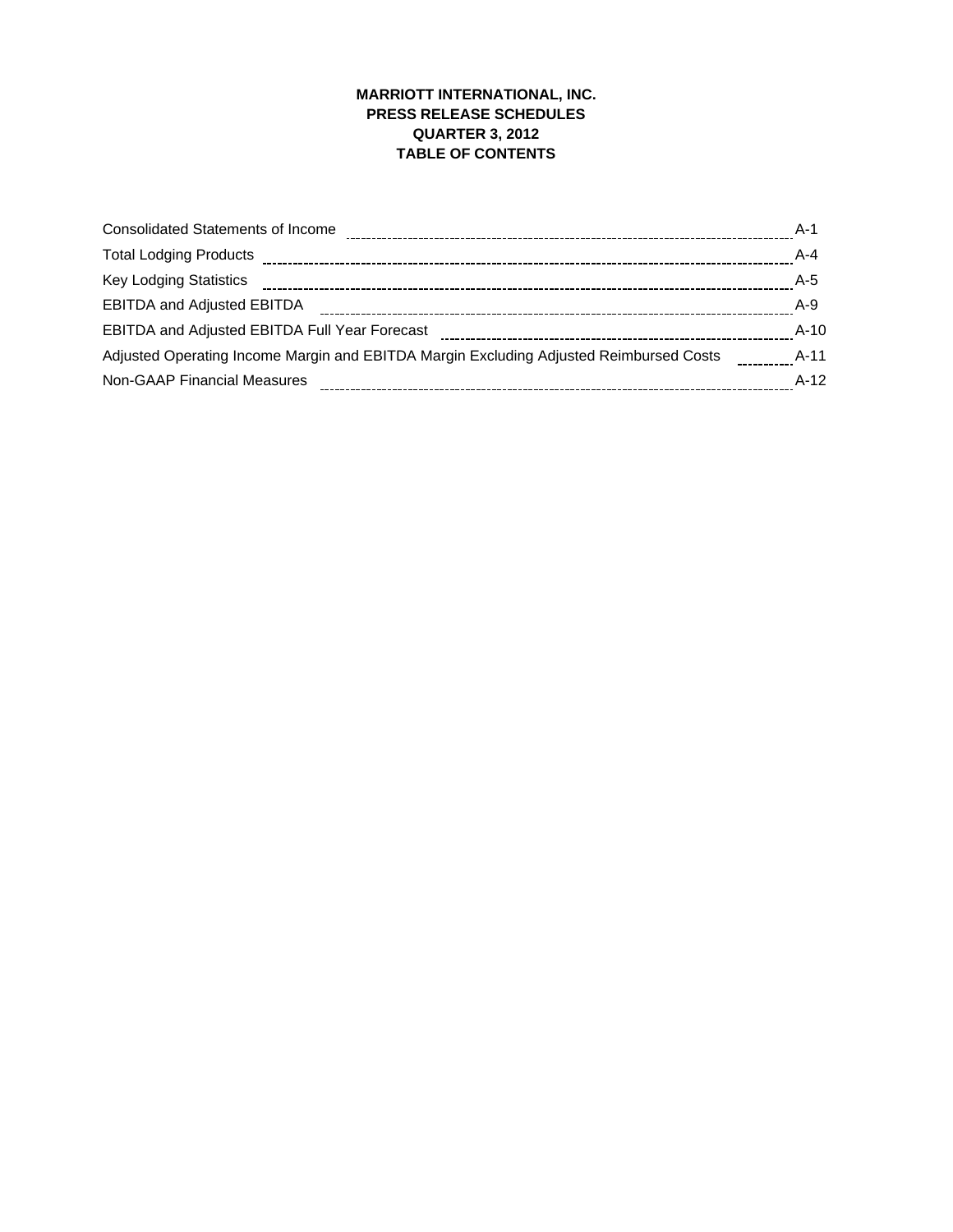# MARRIOTT INTERNATIONAL, INC.
## PRESS RELEASE SCHEDULES
## QUARTER 3, 2012
## TABLE OF CONTENTS

| | |
|---|---|
| Consolidated Statements of Income | A-1 |
| Total Lodging Products | A-4 |
| Key Lodging Statistics | A-5 |
| EBITDA and Adjusted EBITDA | A-9 |
| EBITDA and Adjusted EBITDA Full Year Forecast | A-10 |
| Adjusted Operating Income Margin and EBITDA Margin Excluding Adjusted Reimbursed Costs | A-11 |
| Non-GAAP Financial Measures | A-12 |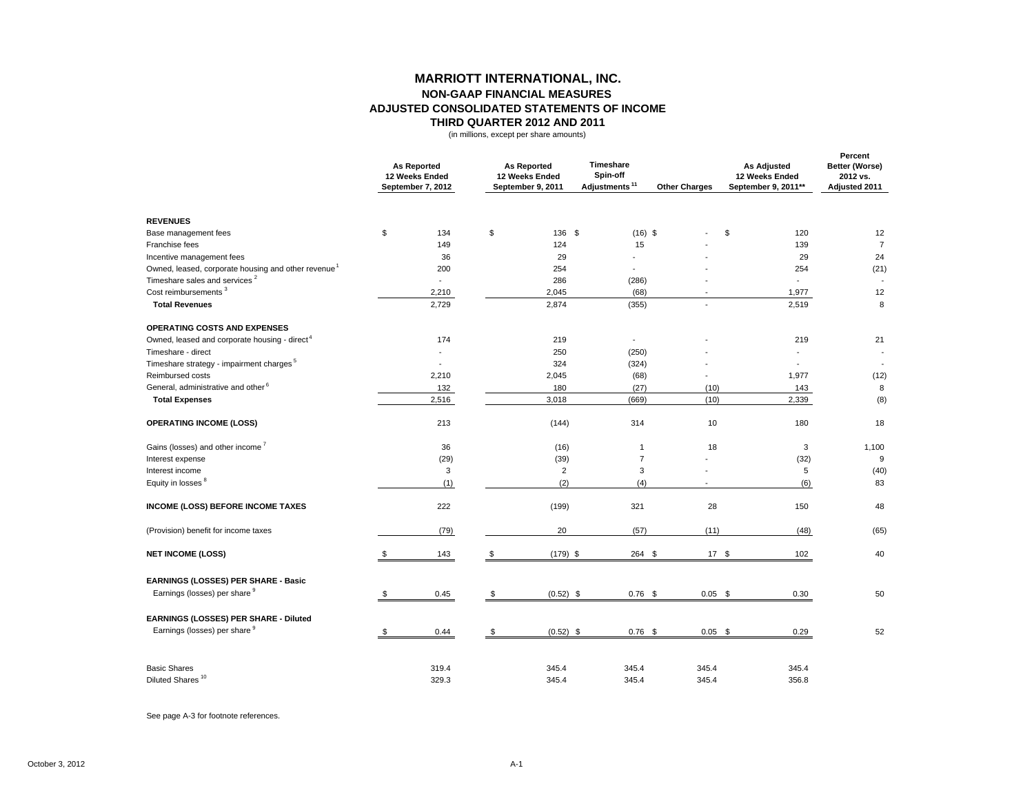# MARRIOTT INTERNATIONAL, INC.
## NON-GAAP FINANCIAL MEASURES
## ADJUSTED CONSOLIDATED STATEMENTS OF INCOME
## THIRD QUARTER 2012 AND 2011

(in millions, except per share amounts)

| | As Reported 12 Weeks Ended September 7, 2012 | As Reported 12 Weeks Ended September 9, 2011 | Timeshare Spin-off Adjustments [11] | Other Charges | As Adjusted 12 Weeks Ended September 9, 2011** | Percent Better (Worse) 2012 vs. Adjusted 2011 |
|---|---|---|---|---|---|---|
| **REVENUES** | | | | | | |
| Base management fees | $ 134 | $ 136 | $ (16) | $ - | $ 120 | 12 |
| Franchise fees | 149 | 124 | 15 | - | 139 | 7 |
| Incentive management fees | 36 | 29 | - | - | 29 | 24 |
| Owned, leased, corporate housing and other revenue [1] | 200 | 254 | - | - | 254 | (21) |
| Timeshare sales and services [2] | - | 286 | (286) | - | - | - |
| Cost reimbursements [3] | 2,210 | 2,045 | (68) | - | 1,977 | 12 |
| **Total Revenues** | 2,729 | 2,874 | (355) | - | 2,519 | 8 |
| **OPERATING COSTS AND EXPENSES** | | | | | | |
| Owned, leased and corporate housing - direct [4] | 174 | 219 | - | - | 219 | 21 |
| Timeshare - direct | - | 250 | (250) | - | - | - |
| Timeshare strategy - impairment charges [5] | - | 324 | (324) | - | - | - |
| Reimbursed costs | 2,210 | 2,045 | (68) | - | 1,977 | (12) |
| General, administrative and other [6] | 132 | 180 | (27) | (10) | 143 | 8 |
| **Total Expenses** | 2,516 | 3,018 | (669) | (10) | 2,339 | (8) |
| **OPERATING INCOME (LOSS)** | 213 | (144) | 314 | 10 | 180 | 18 |
| Gains (losses) and other income [7] | 36 | (16) | 1 | 18 | 3 | 1,100 |
| Interest expense | (29) | (39) | 7 | - | (32) | 9 |
| Interest income | 3 | 2 | 3 | - | 5 | (40) |
| Equity in losses [8] | (1) | (2) | (4) | - | (6) | 83 |
| **INCOME (LOSS) BEFORE INCOME TAXES** | 222 | (199) | 321 | 28 | 150 | 48 |
| (Provision) benefit for income taxes | (79) | 20 | (57) | (11) | (48) | (65) |
| **NET INCOME (LOSS)** | $ 143 | $ (179) | $ 264 | $ 17 | $ 102 | 40 |
| **EARNINGS (LOSSES) PER SHARE - Basic** | | | | | | |
| Earnings (losses) per share [9] | $ 0.45 | $ (0.52) | $ 0.76 | $ 0.05 | $ 0.30 | 50 |
| **EARNINGS (LOSSES) PER SHARE - Diluted** | | | | | | |
| Earnings (losses) per share [9] | $ 0.44 | $ (0.52) | $ 0.76 | $ 0.05 | $ 0.29 | 52 |
| Basic Shares | 319.4 | 345.4 | 345.4 | 345.4 | 345.4 | |
| Diluted Shares [10] | 329.3 | 345.4 | 345.4 | 345.4 | 356.8 | |

See page A-3 for footnote references.

October 3, 2012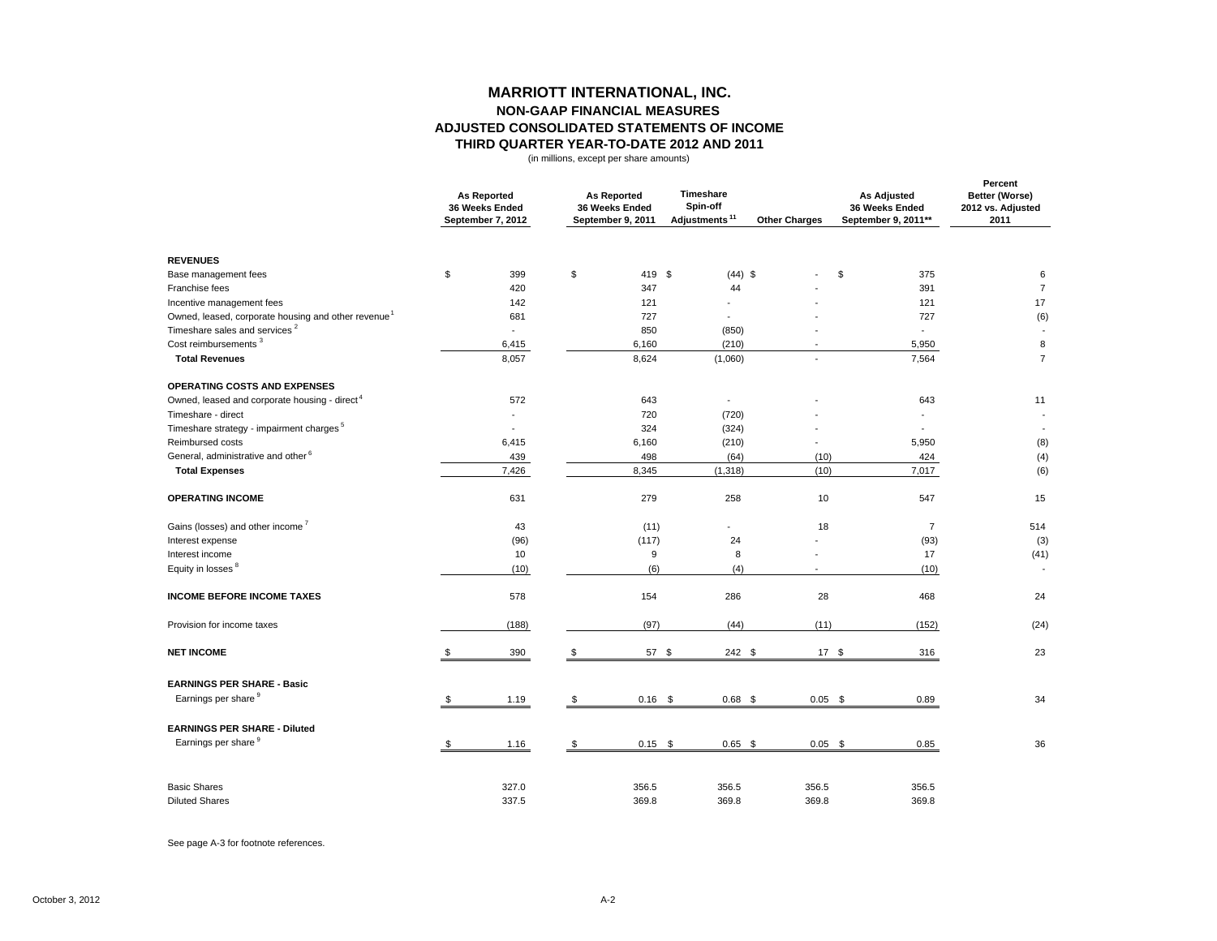# MARRIOTT INTERNATIONAL, INC.

## NON-GAAP FINANCIAL MEASURES

## ADJUSTED CONSOLIDATED STATEMENTS OF INCOME

## THIRD QUARTER YEAR-TO-DATE 2012 AND 2011

(in millions, except per share amounts)

| | As Reported 36 Weeks Ended September 7, 2012 | As Reported 36 Weeks Ended September 9, 2011 | Timeshare Spin-off Adjustments [11] | Other Charges | As Adjusted 36 Weeks Ended September 9, 2011** | Percent Better (Worse) 2012 vs. Adjusted 2011 |
|---|---|---|---|---|---|---|
| **REVENUES** | | | | | | |
| Base management fees | $ 399 | $ 419 | $ (44) | $ - | $ 375 | 6 |
| Franchise fees | 420 | 347 | 44 | - | 391 | 7 |
| Incentive management fees | 142 | 121 | - | - | 121 | 17 |
| Owned, leased, corporate housing and other revenue [1] | 681 | 727 | - | - | 727 | (6) |
| Timeshare sales and services [2] | - | 850 | (850) | - | - | - |
| Cost reimbursements [3] | 6,415 | 6,160 | (210) | - | 5,950 | 8 |
| **Total Revenues** | 8,057 | 8,624 | (1,060) | - | 7,564 | 7 |
| **OPERATING COSTS AND EXPENSES** | | | | | | |
| Owned, leased and corporate housing - direct [4] | 572 | 643 | - | - | 643 | 11 |
| Timeshare - direct | - | 720 | (720) | - | - | - |
| Timeshare strategy - impairment charges [5] | - | 324 | (324) | - | - | - |
| Reimbursed costs | 6,415 | 6,160 | (210) | - | 5,950 | (8) |
| General, administrative and other [6] | 439 | 498 | (64) | (10) | 424 | (4) |
| **Total Expenses** | 7,426 | 8,345 | (1,318) | (10) | 7,017 | (6) |
| **OPERATING INCOME** | 631 | 279 | 258 | 10 | 547 | 15 |
| Gains (losses) and other income [7] | 43 | (11) | - | 18 | 7 | 514 |
| Interest expense | (96) | (117) | 24 | - | (93) | (3) |
| Interest income | 10 | 9 | 8 | - | 17 | (41) |
| Equity in losses [8] | (10) | (6) | (4) | - | (10) | - |
| **INCOME BEFORE INCOME TAXES** | 578 | 154 | 286 | 28 | 468 | 24 |
| Provision for income taxes | (188) | (97) | (44) | (11) | (152) | (24) |
| **NET INCOME** | $ 390 | $ 57 | $ 242 | $ 17 | $ 316 | 23 |
| **EARNINGS PER SHARE - Basic** | | | | | | |
| Earnings per share [9] | $ 1.19 | $ 0.16 | $ 0.68 | $ 0.05 | $ 0.89 | 34 |
| **EARNINGS PER SHARE - Diluted** | | | | | | |
| Earnings per share [9] | $ 1.16 | $ 0.15 | $ 0.65 | $ 0.05 | $ 0.85 | 36 |
| Basic Shares | 327.0 | 356.5 | 356.5 | 356.5 | 356.5 | |
| Diluted Shares | 337.5 | 369.8 | 369.8 | 369.8 | 369.8 | |

See page A-3 for footnote references.

October 3, 2012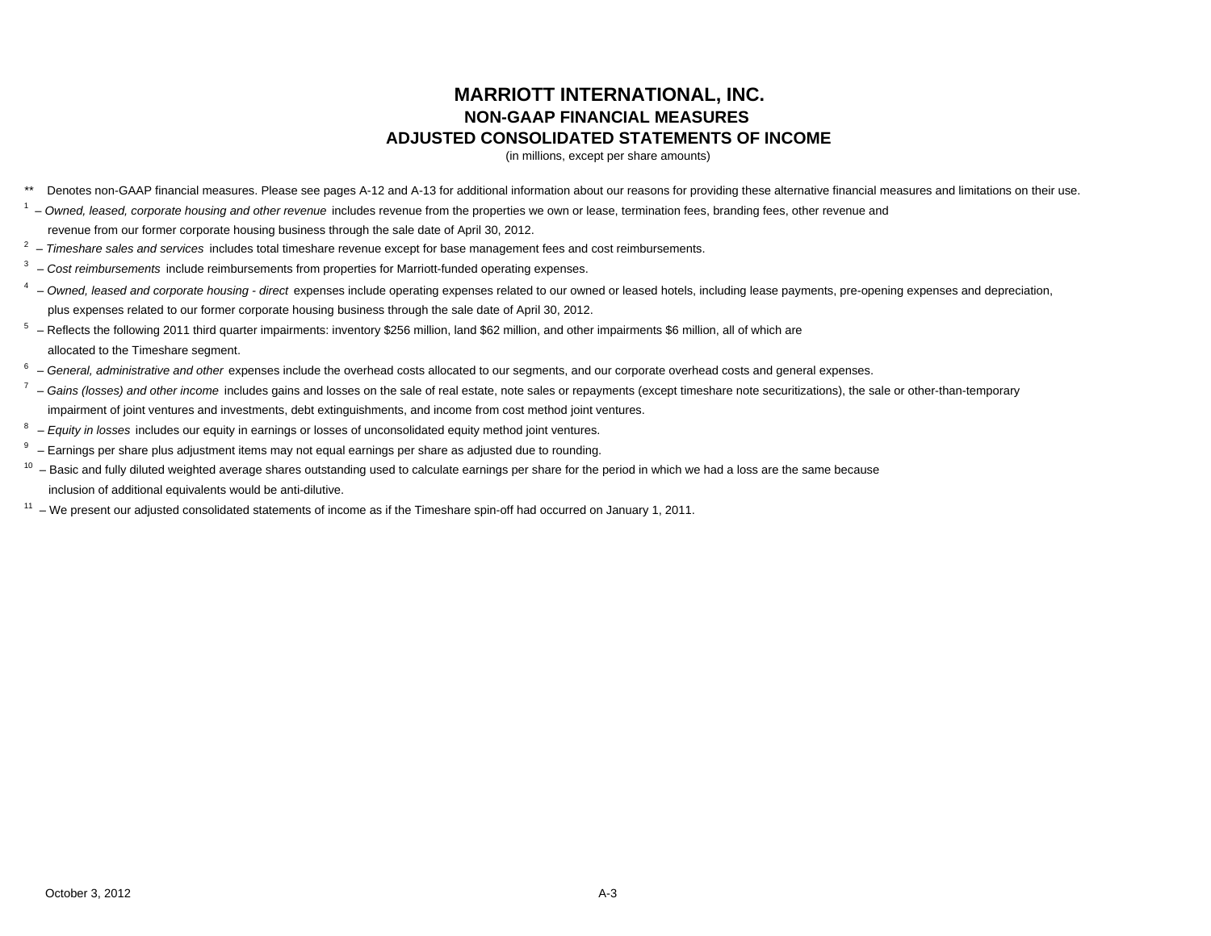# MARRIOTT INTERNATIONAL, INC.

## NON-GAAP FINANCIAL MEASURES

## ADJUSTED CONSOLIDATED STATEMENTS OF INCOME

(in millions, except per share amounts)

** Denotes non-GAAP financial measures. Please see pages A-12 and A-13 for additional information about our reasons for providing these alternative financial measures and limitations on their use.

[1] – *Owned, leased, corporate housing and other revenue* includes revenue from the properties we own or lease, termination fees, branding fees, other revenue and revenue from our former corporate housing business through the sale date of April 30, 2012.

[2] – *Timeshare sales and services* includes total timeshare revenue except for base management fees and cost reimbursements.

[3] – *Cost reimbursements* include reimbursements from properties for Marriott-funded operating expenses.

[4] – *Owned, leased and corporate housing - direct* expenses include operating expenses related to our owned or leased hotels, including lease payments, pre-opening expenses and depreciation, plus expenses related to our former corporate housing business through the sale date of April 30, 2012.

[5] – Reflects the following 2011 third quarter impairments: inventory $256 million, land $62 million, and other impairments $6 million, all of which are allocated to the Timeshare segment.

[6] – *General, administrative and other* expenses include the overhead costs allocated to our segments, and our corporate overhead costs and general expenses.

[7] – *Gains (losses) and other income* includes gains and losses on the sale of real estate, note sales or repayments (except timeshare note securitizations), the sale or other-than-temporary impairment of joint ventures and investments, debt extinguishments, and income from cost method joint ventures.

[8] – *Equity in losses* includes our equity in earnings or losses of unconsolidated equity method joint ventures.

[9] – Earnings per share plus adjustment items may not equal earnings per share as adjusted due to rounding.

[10] – Basic and fully diluted weighted average shares outstanding used to calculate earnings per share for the period in which we had a loss are the same because inclusion of additional equivalents would be anti-dilutive.

[11] – We present our adjusted consolidated statements of income as if the Timeshare spin-off had occurred on January 1, 2011.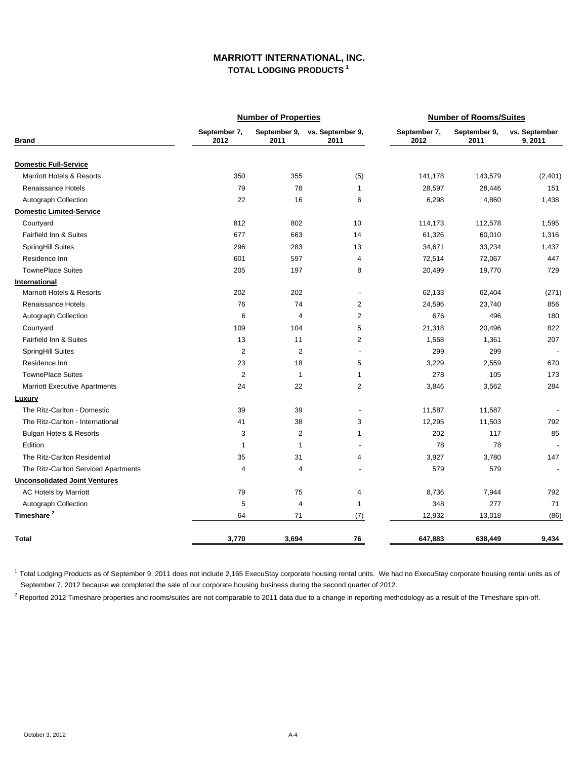# MARRIOTT INTERNATIONAL, INC.

## TOTAL LODGING PRODUCTS [1]

| Brand | Number of Properties | | | Number of Rooms/Suites | | |
|---|---|---|---|---|---|---|
| | September 7, 2012 | September 9, 2011 | vs. September 9, 2011 | September 7, 2012 | September 9, 2011 | vs. September 9, 2011 |
| **Domestic Full-Service** | | | | | | |
| Marriott Hotels & Resorts | 350 | 355 | (5) | 141,178 | 143,579 | (2,401) |
| Renaissance Hotels | 79 | 78 | 1 | 28,597 | 28,446 | 151 |
| Autograph Collection | 22 | 16 | 6 | 6,298 | 4,860 | 1,438 |
| **Domestic Limited-Service** | | | | | | |
| Courtyard | 812 | 802 | 10 | 114,173 | 112,578 | 1,595 |
| Fairfield Inn & Suites | 677 | 663 | 14 | 61,326 | 60,010 | 1,316 |
| SpringHill Suites | 296 | 283 | 13 | 34,671 | 33,234 | 1,437 |
| Residence Inn | 601 | 597 | 4 | 72,514 | 72,067 | 447 |
| TownePlace Suites | 205 | 197 | 8 | 20,499 | 19,770 | 729 |
| **International** | | | | | | |
| Marriott Hotels & Resorts | 202 | 202 | - | 62,133 | 62,404 | (271) |
| Renaissance Hotels | 76 | 74 | 2 | 24,596 | 23,740 | 856 |
| Autograph Collection | 6 | 4 | 2 | 676 | 496 | 180 |
| Courtyard | 109 | 104 | 5 | 21,318 | 20,496 | 822 |
| Fairfield Inn & Suites | 13 | 11 | 2 | 1,568 | 1,361 | 207 |
| SpringHill Suites | 2 | 2 | - | 299 | 299 | - |
| Residence Inn | 23 | 18 | 5 | 3,229 | 2,559 | 670 |
| TownePlace Suites | 2 | 1 | 1 | 278 | 105 | 173 |
| Marriott Executive Apartments | 24 | 22 | 2 | 3,846 | 3,562 | 284 |
| **Luxury** | | | | | | |
| The Ritz-Carlton - Domestic | 39 | 39 | - | 11,587 | 11,587 | - |
| The Ritz-Carlton - International | 41 | 38 | 3 | 12,295 | 11,503 | 792 |
| Bulgari Hotels & Resorts | 3 | 2 | 1 | 202 | 117 | 85 |
| Edition | 1 | 1 | - | 78 | 78 | - |
| The Ritz-Carlton Residential | 35 | 31 | 4 | 3,927 | 3,780 | 147 |
| The Ritz-Carlton Serviced Apartments | 4 | 4 | - | 579 | 579 | - |
| **Unconsolidated Joint Ventures** | | | | | | |
| AC Hotels by Marriott | 79 | 75 | 4 | 8,736 | 7,944 | 792 |
| Autograph Collection | 5 | 4 | 1 | 348 | 277 | 71 |
| **Timeshare [2]** | 64 | 71 | (7) | 12,932 | 13,018 | (86) |
| **Total** | **3,770** | **3,694** | **76** | **647,883** | **638,449** | **9,434** |

[1] Total Lodging Products as of September 9, 2011 does not include 2,165 ExecuStay corporate housing rental units. We had no ExecuStay corporate housing rental units as of September 7, 2012 because we completed the sale of our corporate housing business during the second quarter of 2012.

[2] Reported 2012 Timeshare properties and rooms/suites are not comparable to 2011 data due to a change in reporting methodology as a result of the Timeshare spin-off.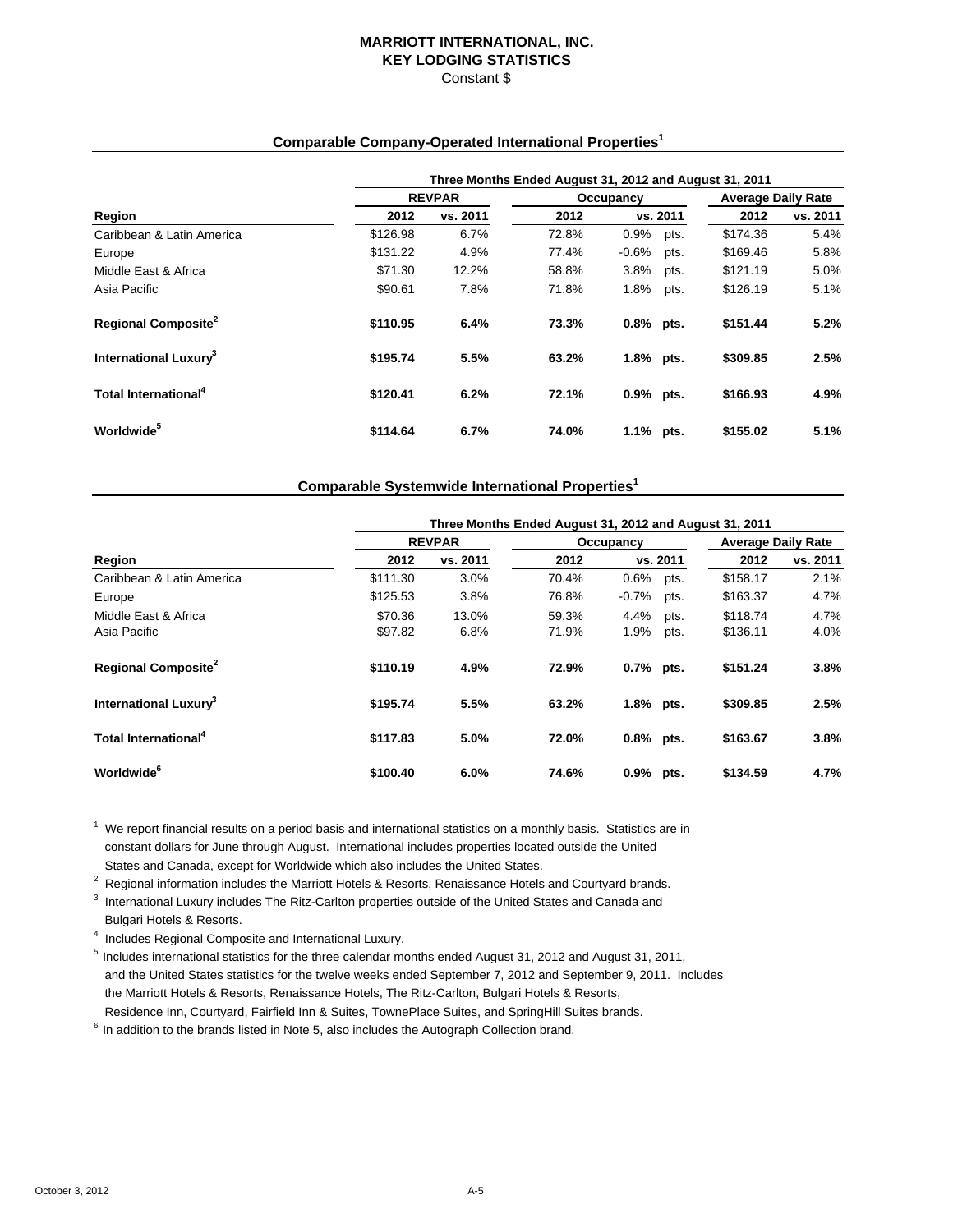# MARRIOTT INTERNATIONAL, INC.
# KEY LODGING STATISTICS
Constant $

## Comparable Company-Operated International Properties[1]

| | Three Months Ended August 31, 2012 and August 31, 2011 | | | | | |
|---|---|---|---|---|---|---|
| | REVPAR | | Occupancy | | Average Daily Rate | |
| Region | 2012 | vs. 2011 | 2012 | vs. 2011 | 2012 | vs. 2011 |
| Caribbean & Latin America | $126.98 | 6.7% | 72.8% | 0.9% pts. | $174.36 | 5.4% |
| Europe | $131.22 | 4.9% | 77.4% | -0.6% pts. | $169.46 | 5.8% |
| Middle East & Africa | $71.30 | 12.2% | 58.8% | 3.8% pts. | $121.19 | 5.0% |
| Asia Pacific | $90.61 | 7.8% | 71.8% | 1.8% pts. | $126.19 | 5.1% |
| **Regional Composite[2]** | **$110.95** | **6.4%** | **73.3%** | **0.8% pts.** | **$151.44** | **5.2%** |
| **International Luxury[3]** | **$195.74** | **5.5%** | **63.2%** | **1.8% pts.** | **$309.85** | **2.5%** |
| **Total International[4]** | **$120.41** | **6.2%** | **72.1%** | **0.9% pts.** | **$166.93** | **4.9%** |
| **Worldwide[5]** | **$114.64** | **6.7%** | **74.0%** | **1.1% pts.** | **$155.02** | **5.1%** |

## Comparable Systemwide International Properties[1]

| | Three Months Ended August 31, 2012 and August 31, 2011 | | | | | |
|---|---|---|---|---|---|---|
| | REVPAR | | Occupancy | | Average Daily Rate | |
| Region | 2012 | vs. 2011 | 2012 | vs. 2011 | 2012 | vs. 2011 |
| Caribbean & Latin America | $111.30 | 3.0% | 70.4% | 0.6% pts. | $158.17 | 2.1% |
| Europe | $125.53 | 3.8% | 76.8% | -0.7% pts. | $163.37 | 4.7% |
| Middle East & Africa | $70.36 | 13.0% | 59.3% | 4.4% pts. | $118.74 | 4.7% |
| Asia Pacific | $97.82 | 6.8% | 71.9% | 1.9% pts. | $136.11 | 4.0% |
| **Regional Composite[2]** | **$110.19** | **4.9%** | **72.9%** | **0.7% pts.** | **$151.24** | **3.8%** |
| **International Luxury[3]** | **$195.74** | **5.5%** | **63.2%** | **1.8% pts.** | **$309.85** | **2.5%** |
| **Total International[4]** | **$117.83** | **5.0%** | **72.0%** | **0.8% pts.** | **$163.67** | **3.8%** |
| **Worldwide[6]** | **$100.40** | **6.0%** | **74.6%** | **0.9% pts.** | **$134.59** | **4.7%** |

[1] We report financial results on a period basis and international statistics on a monthly basis. Statistics are in constant dollars for June through August. International includes properties located outside the United States and Canada, except for Worldwide which also includes the United States.

[2] Regional information includes the Marriott Hotels & Resorts, Renaissance Hotels and Courtyard brands.

[3] International Luxury includes The Ritz-Carlton properties outside of the United States and Canada and Bulgari Hotels & Resorts.

[4] Includes Regional Composite and International Luxury.

[5] Includes international statistics for the three calendar months ended August 31, 2012 and August 31, 2011, and the United States statistics for the twelve weeks ended September 7, 2012 and September 9, 2011. Includes the Marriott Hotels & Resorts, Renaissance Hotels, The Ritz-Carlton, Bulgari Hotels & Resorts, Residence Inn, Courtyard, Fairfield Inn & Suites, TownePlace Suites, and SpringHill Suites brands.

[6] In addition to the brands listed in Note 5, also includes the Autograph Collection brand.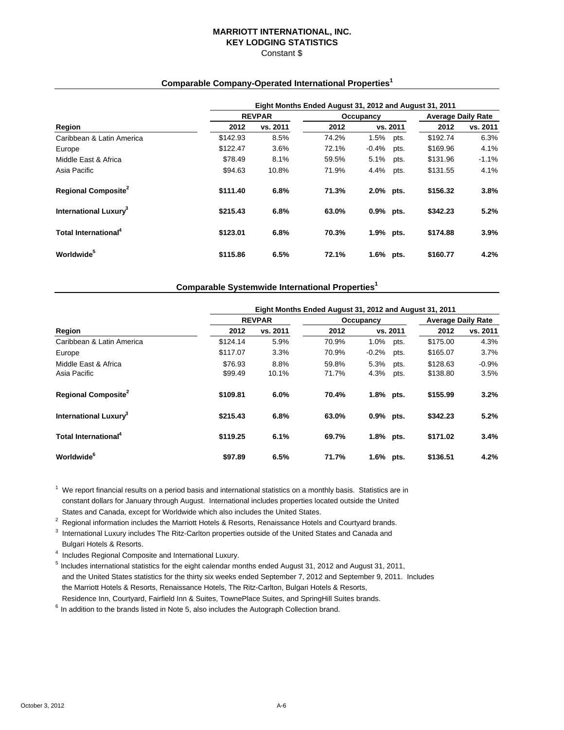# MARRIOTT INTERNATIONAL, INC.
## KEY LODGING STATISTICS
Constant $

### Comparable Company-Operated International Properties[1]

| | Eight Months Ended August 31, 2012 and August 31, 2011 | | | | | |
|---|---|---|---|---|---|---|
| | REVPAR | | Occupancy | | Average Daily Rate | |
| Region | 2012 | vs. 2011 | 2012 | vs. 2011 | 2012 | vs. 2011 |
| Caribbean & Latin America | $142.93 | 8.5% | 74.2% | 1.5% pts. | $192.74 | 6.3% |
| Europe | $122.47 | 3.6% | 72.1% | -0.4% pts. | $169.96 | 4.1% |
| Middle East & Africa | $78.49 | 8.1% | 59.5% | 5.1% pts. | $131.96 | -1.1% |
| Asia Pacific | $94.63 | 10.8% | 71.9% | 4.4% pts. | $131.55 | 4.1% |
| **Regional Composite[2]** | **$111.40** | **6.8%** | **71.3%** | **2.0% pts.** | **$156.32** | **3.8%** |
| **International Luxury[3]** | **$215.43** | **6.8%** | **63.0%** | **0.9% pts.** | **$342.23** | **5.2%** |
| **Total International[4]** | **$123.01** | **6.8%** | **70.3%** | **1.9% pts.** | **$174.88** | **3.9%** |
| **Worldwide[5]** | **$115.86** | **6.5%** | **72.1%** | **1.6% pts.** | **$160.77** | **4.2%** |

### Comparable Systemwide International Properties[1]

| | Eight Months Ended August 31, 2012 and August 31, 2011 | | | | | |
|---|---|---|---|---|---|---|
| | REVPAR | | Occupancy | | Average Daily Rate | |
| Region | 2012 | vs. 2011 | 2012 | vs. 2011 | 2012 | vs. 2011 |
| Caribbean & Latin America | $124.14 | 5.9% | 70.9% | 1.0% pts. | $175.00 | 4.3% |
| Europe | $117.07 | 3.3% | 70.9% | -0.2% pts. | $165.07 | 3.7% |
| Middle East & Africa | $76.93 | 8.8% | 59.8% | 5.3% pts. | $128.63 | -0.9% |
| Asia Pacific | $99.49 | 10.1% | 71.7% | 4.3% pts. | $138.80 | 3.5% |
| **Regional Composite[2]** | **$109.81** | **6.0%** | **70.4%** | **1.8% pts.** | **$155.99** | **3.2%** |
| **International Luxury[3]** | **$215.43** | **6.8%** | **63.0%** | **0.9% pts.** | **$342.23** | **5.2%** |
| **Total International[4]** | **$119.25** | **6.1%** | **69.7%** | **1.8% pts.** | **$171.02** | **3.4%** |
| **Worldwide[6]** | **$97.89** | **6.5%** | **71.7%** | **1.6% pts.** | **$136.51** | **4.2%** |

[1] We report financial results on a period basis and international statistics on a monthly basis. Statistics are in constant dollars for January through August. International includes properties located outside the United States and Canada, except for Worldwide which also includes the United States.

[2] Regional information includes the Marriott Hotels & Resorts, Renaissance Hotels and Courtyard brands.

[3] International Luxury includes The Ritz-Carlton properties outside of the United States and Canada and Bulgari Hotels & Resorts.

[4] Includes Regional Composite and International Luxury.

[5] Includes international statistics for the eight calendar months ended August 31, 2012 and August 31, 2011, and the United States statistics for the thirty six weeks ended September 7, 2012 and September 9, 2011. Includes the Marriott Hotels & Resorts, Renaissance Hotels, The Ritz-Carlton, Bulgari Hotels & Resorts, Residence Inn, Courtyard, Fairfield Inn & Suites, TownePlace Suites, and SpringHill Suites brands.

[6] In addition to the brands listed in Note 5, also includes the Autograph Collection brand.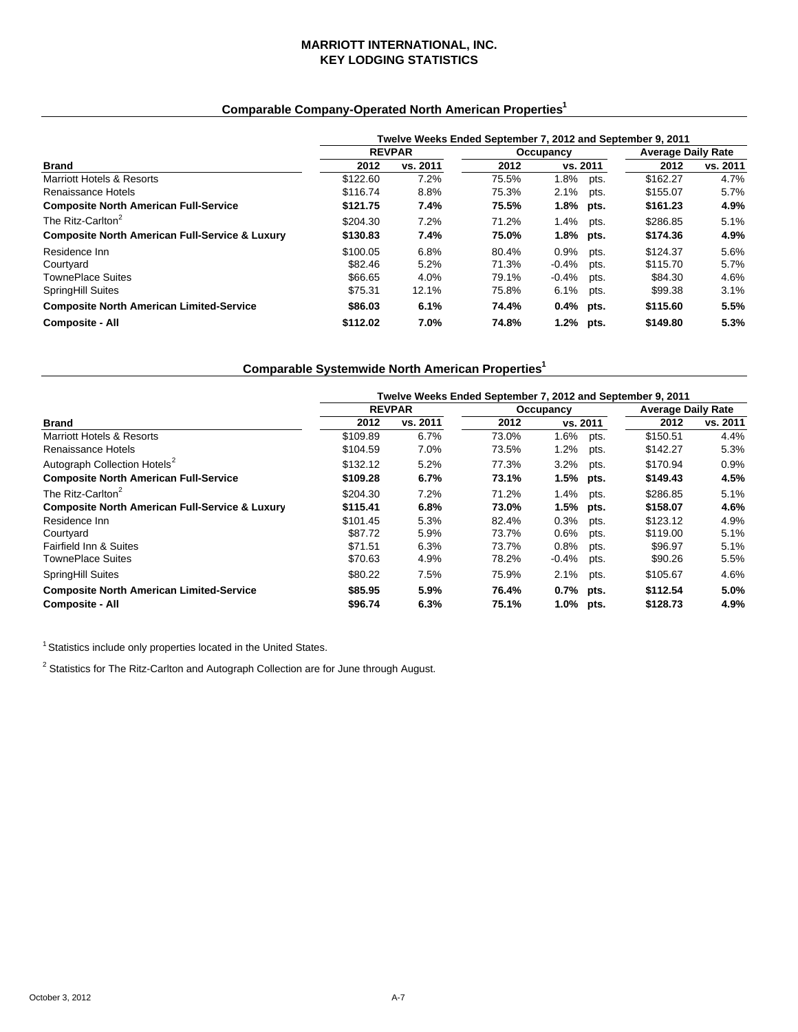# MARRIOTT INTERNATIONAL, INC.
# KEY LODGING STATISTICS

## Comparable Company-Operated North American Properties[1]

| | Twelve Weeks Ended September 7, 2012 and September 9, 2011 | | | | | |
|---|---|---|---|---|---|---|
| | REVPAR | | Occupancy | | Average Daily Rate | |
| **Brand** | **2012** | **vs. 2011** | **2012** | **vs. 2011** | **2012** | **vs. 2011** |
| Marriott Hotels & Resorts | $122.60 | 7.2% | 75.5% | 1.8% pts. | $162.27 | 4.7% |
| Renaissance Hotels | $116.74 | 8.8% | 75.3% | 2.1% pts. | $155.07 | 5.7% |
| **Composite North American Full-Service** | **$121.75** | **7.4%** | **75.5%** | **1.8% pts.** | **$161.23** | **4.9%** |
| The Ritz-Carlton[2] | $204.30 | 7.2% | 71.2% | 1.4% pts. | $286.85 | 5.1% |
| **Composite North American Full-Service & Luxury** | **$130.83** | **7.4%** | **75.0%** | **1.8% pts.** | **$174.36** | **4.9%** |
| Residence Inn | $100.05 | 6.8% | 80.4% | 0.9% pts. | $124.37 | 5.6% |
| Courtyard | $82.46 | 5.2% | 71.3% | -0.4% pts. | $115.70 | 5.7% |
| TownePlace Suites | $66.65 | 4.0% | 79.1% | -0.4% pts. | $84.30 | 4.6% |
| SpringHill Suites | $75.31 | 12.1% | 75.8% | 6.1% pts. | $99.38 | 3.1% |
| **Composite North American Limited-Service** | **$86.03** | **6.1%** | **74.4%** | **0.4% pts.** | **$115.60** | **5.5%** |
| **Composite - All** | **$112.02** | **7.0%** | **74.8%** | **1.2% pts.** | **$149.80** | **5.3%** |

## Comparable Systemwide North American Properties[1]

| | Twelve Weeks Ended September 7, 2012 and September 9, 2011 | | | | | |
|---|---|---|---|---|---|---|
| | REVPAR | | Occupancy | | Average Daily Rate | |
| **Brand** | **2012** | **vs. 2011** | **2012** | **vs. 2011** | **2012** | **vs. 2011** |
| Marriott Hotels & Resorts | $109.89 | 6.7% | 73.0% | 1.6% pts. | $150.51 | 4.4% |
| Renaissance Hotels | $104.59 | 7.0% | 73.5% | 1.2% pts. | $142.27 | 5.3% |
| Autograph Collection Hotels[2] | $132.12 | 5.2% | 77.3% | 3.2% pts. | $170.94 | 0.9% |
| **Composite North American Full-Service** | **$109.28** | **6.7%** | **73.1%** | **1.5% pts.** | **$149.43** | **4.5%** |
| The Ritz-Carlton[2] | $204.30 | 7.2% | 71.2% | 1.4% pts. | $286.85 | 5.1% |
| **Composite North American Full-Service & Luxury** | **$115.41** | **6.8%** | **73.0%** | **1.5% pts.** | **$158.07** | **4.6%** |
| Residence Inn | $101.45 | 5.3% | 82.4% | 0.3% pts. | $123.12 | 4.9% |
| Courtyard | $87.72 | 5.9% | 73.7% | 0.6% pts. | $119.00 | 5.1% |
| Fairfield Inn & Suites | $71.51 | 6.3% | 73.7% | 0.8% pts. | $96.97 | 5.1% |
| TownePlace Suites | $70.63 | 4.9% | 78.2% | -0.4% pts. | $90.26 | 5.5% |
| SpringHill Suites | $80.22 | 7.5% | 75.9% | 2.1% pts. | $105.67 | 4.6% |
| **Composite North American Limited-Service** | **$85.95** | **5.9%** | **76.4%** | **0.7% pts.** | **$112.54** | **5.0%** |
| **Composite - All** | **$96.74** | **6.3%** | **75.1%** | **1.0% pts.** | **$128.73** | **4.9%** |

[1] Statistics include only properties located in the United States.

[2] Statistics for The Ritz-Carlton and Autograph Collection are for June through August.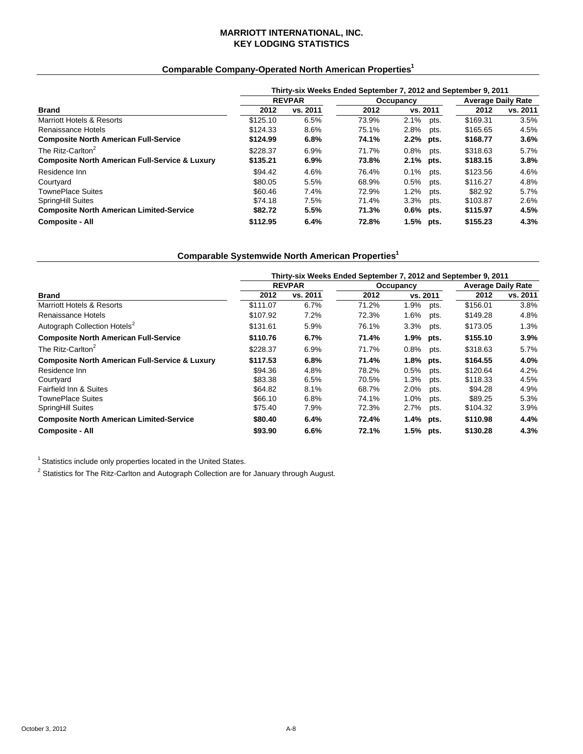# MARRIOTT INTERNATIONAL, INC.
# KEY LODGING STATISTICS

## Comparable Company-Operated North American Properties[1]

| | Thirty-six Weeks Ended September 7, 2012 and September 9, 2011 | | | | | |
|---|---|---|---|---|---|---|
| | REVPAR | | Occupancy | | Average Daily Rate | |
| **Brand** | **2012** | **vs. 2011** | **2012** | **vs. 2011** | **2012** | **vs. 2011** |
| Marriott Hotels & Resorts | $125.10 | 6.5% | 73.9% | 2.1% pts. | $169.31 | 3.5% |
| Renaissance Hotels | $124.33 | 8.6% | 75.1% | 2.8% pts. | $165.65 | 4.5% |
| **Composite North American Full-Service** | **$124.99** | **6.8%** | **74.1%** | **2.2% pts.** | **$168.77** | **3.6%** |
| The Ritz-Carlton[2] | $228.37 | 6.9% | 71.7% | 0.8% pts. | $318.63 | 5.7% |
| **Composite North American Full-Service & Luxury** | **$135.21** | **6.9%** | **73.8%** | **2.1% pts.** | **$183.15** | **3.8%** |
| Residence Inn | $94.42 | 4.6% | 76.4% | 0.1% pts. | $123.56 | 4.6% |
| Courtyard | $80.05 | 5.5% | 68.9% | 0.5% pts. | $116.27 | 4.8% |
| TownePlace Suites | $60.46 | 7.4% | 72.9% | 1.2% pts. | $82.92 | 5.7% |
| SpringHill Suites | $74.18 | 7.5% | 71.4% | 3.3% pts. | $103.87 | 2.6% |
| **Composite North American Limited-Service** | **$82.72** | **5.5%** | **71.3%** | **0.6% pts.** | **$115.97** | **4.5%** |
| **Composite - All** | **$112.95** | **6.4%** | **72.8%** | **1.5% pts.** | **$155.23** | **4.3%** |

## Comparable Systemwide North American Properties[1]

| | Thirty-six Weeks Ended September 7, 2012 and September 9, 2011 | | | | | |
|---|---|---|---|---|---|---|
| | REVPAR | | Occupancy | | Average Daily Rate | |
| **Brand** | **2012** | **vs. 2011** | **2012** | **vs. 2011** | **2012** | **vs. 2011** |
| Marriott Hotels & Resorts | $111.07 | 6.7% | 71.2% | 1.9% pts. | $156.01 | 3.8% |
| Renaissance Hotels | $107.92 | 7.2% | 72.3% | 1.6% pts. | $149.28 | 4.8% |
| Autograph Collection Hotels[2] | $131.61 | 5.9% | 76.1% | 3.3% pts. | $173.05 | 1.3% |
| **Composite North American Full-Service** | **$110.76** | **6.7%** | **71.4%** | **1.9% pts.** | **$155.10** | **3.9%** |
| The Ritz-Carlton[2] | $228.37 | 6.9% | 71.7% | 0.8% pts. | $318.63 | 5.7% |
| **Composite North American Full-Service & Luxury** | **$117.53** | **6.8%** | **71.4%** | **1.8% pts.** | **$164.55** | **4.0%** |
| Residence Inn | $94.36 | 4.8% | 78.2% | 0.5% pts. | $120.64 | 4.2% |
| Courtyard | $83.38 | 6.5% | 70.5% | 1.3% pts. | $118.33 | 4.5% |
| Fairfield Inn & Suites | $64.82 | 8.1% | 68.7% | 2.0% pts. | $94.28 | 4.9% |
| TownePlace Suites | $66.10 | 6.8% | 74.1% | 1.0% pts. | $89.25 | 5.3% |
| SpringHill Suites | $75.40 | 7.9% | 72.3% | 2.7% pts. | $104.32 | 3.9% |
| **Composite North American Limited-Service** | **$80.40** | **6.4%** | **72.4%** | **1.4% pts.** | **$110.98** | **4.4%** |
| **Composite - All** | **$93.90** | **6.6%** | **72.1%** | **1.5% pts.** | **$130.28** | **4.3%** |

[1] Statistics include only properties located in the United States.

[2] Statistics for The Ritz-Carlton and Autograph Collection are for January through August.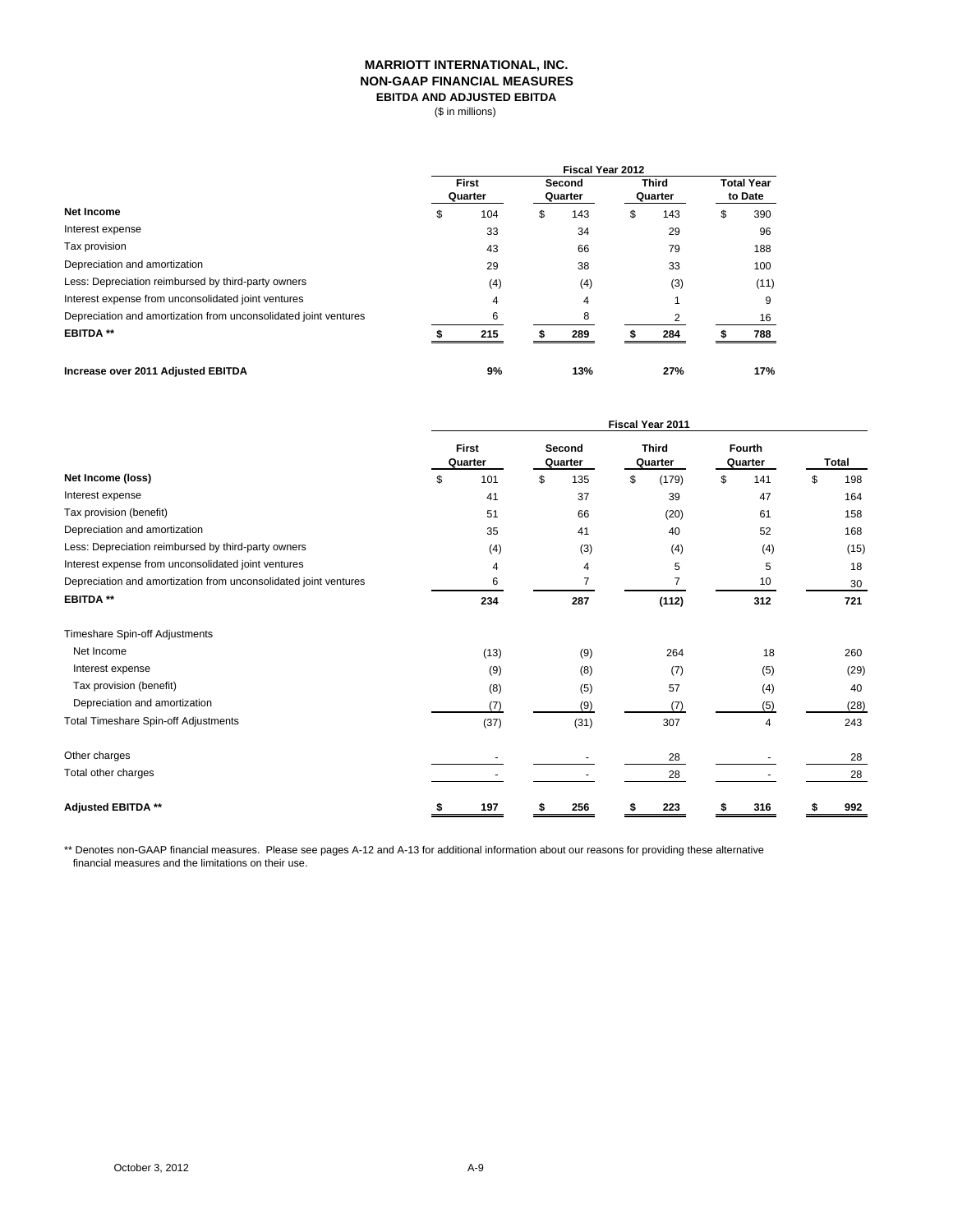# MARRIOTT INTERNATIONAL, INC.
## NON-GAAP FINANCIAL MEASURES
### EBITDA AND ADJUSTED EBITDA

($ in millions)

| | Fiscal Year 2012 | | | |
|---|---|---|---|---|
| | First Quarter | Second Quarter | Third Quarter | Total Year to Date |
| **Net Income** | $ 104 | $ 143 | $ 143 | $ 390 |
| Interest expense | 33 | 34 | 29 | 96 |
| Tax provision | 43 | 66 | 79 | 188 |
| Depreciation and amortization | 29 | 38 | 33 | 100 |
| Less: Depreciation reimbursed by third-party owners | (4) | (4) | (3) | (11) |
| Interest expense from unconsolidated joint ventures | 4 | 4 | 1 | 9 |
| Depreciation and amortization from unconsolidated joint ventures | 6 | 8 | 2 | 16 |
| **EBITDA \*\*** | **$ 215** | **$ 289** | **$ 284** | **$ 788** |
| | | | | |
| **Increase over 2011 Adjusted EBITDA** | **9%** | **13%** | **27%** | **17%** |

| | Fiscal Year 2011 | | | | |
|---|---|---|---|---|---|
| | First Quarter | Second Quarter | Third Quarter | Fourth Quarter | Total |
| **Net Income (loss)** | $ 101 | $ 135 | $ (179) | $ 141 | $ 198 |
| Interest expense | 41 | 37 | 39 | 47 | 164 |
| Tax provision (benefit) | 51 | 66 | (20) | 61 | 158 |
| Depreciation and amortization | 35 | 41 | 40 | 52 | 168 |
| Less: Depreciation reimbursed by third-party owners | (4) | (3) | (4) | (4) | (15) |
| Interest expense from unconsolidated joint ventures | 4 | 4 | 5 | 5 | 18 |
| Depreciation and amortization from unconsolidated joint ventures | 6 | 7 | 7 | 10 | 30 |
| **EBITDA \*\*** | **234** | **287** | **(112)** | **312** | **721** |
| | | | | | |
| Timeshare Spin-off Adjustments | | | | | |
| Net Income | (13) | (9) | 264 | 18 | 260 |
| Interest expense | (9) | (8) | (7) | (5) | (29) |
| Tax provision (benefit) | (8) | (5) | 57 | (4) | 40 |
| Depreciation and amortization | (7) | (9) | (7) | (5) | (28) |
| Total Timeshare Spin-off Adjustments | (37) | (31) | 307 | 4 | 243 |
| | | | | | |
| Other charges | - | - | 28 | - | 28 |
| Total other charges | - | - | 28 | - | 28 |
| | | | | | |
| **Adjusted EBITDA \*\*** | **$ 197** | **$ 256** | **$ 223** | **$ 316** | **$ 992** |

\*\* Denotes non-GAAP financial measures. Please see pages A-12 and A-13 for additional information about our reasons for providing these alternative financial measures and the limitations on their use.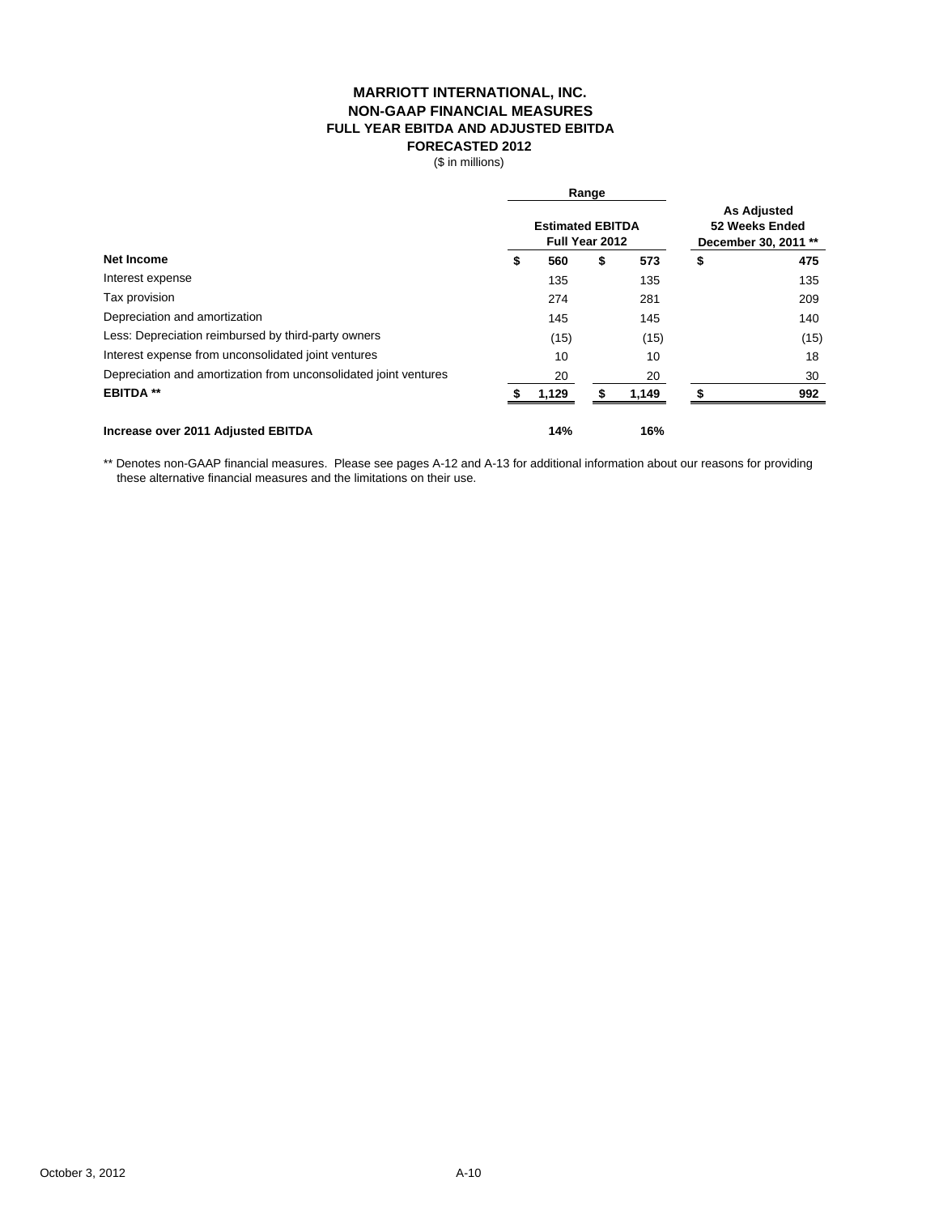# MARRIOTT INTERNATIONAL, INC.
## NON-GAAP FINANCIAL MEASURES
### FULL YEAR EBITDA AND ADJUSTED EBITDA
### FORECASTED 2012

($ in millions)

| | Range | | As Adjusted 52 Weeks Ended December 30, 2011 ** |
|---|---|---|---|
| | Estimated EBITDA Full Year 2012 | | |
| **Net Income** | **$ 560** | **$ 573** | **$ 475** |
| Interest expense | 135 | 135 | 135 |
| Tax provision | 274 | 281 | 209 |
| Depreciation and amortization | 145 | 145 | 140 |
| Less: Depreciation reimbursed by third-party owners | (15) | (15) | (15) |
| Interest expense from unconsolidated joint ventures | 10 | 10 | 18 |
| Depreciation and amortization from unconsolidated joint ventures | 20 | 20 | 30 |
| **EBITDA \*\*** | **$ 1,129** | **$ 1,149** | **$ 992** |
| | | | |
| **Increase over 2011 Adjusted EBITDA** | **14%** | **16%** | |

** Denotes non-GAAP financial measures. Please see pages A-12 and A-13 for additional information about our reasons for providing these alternative financial measures and the limitations on their use.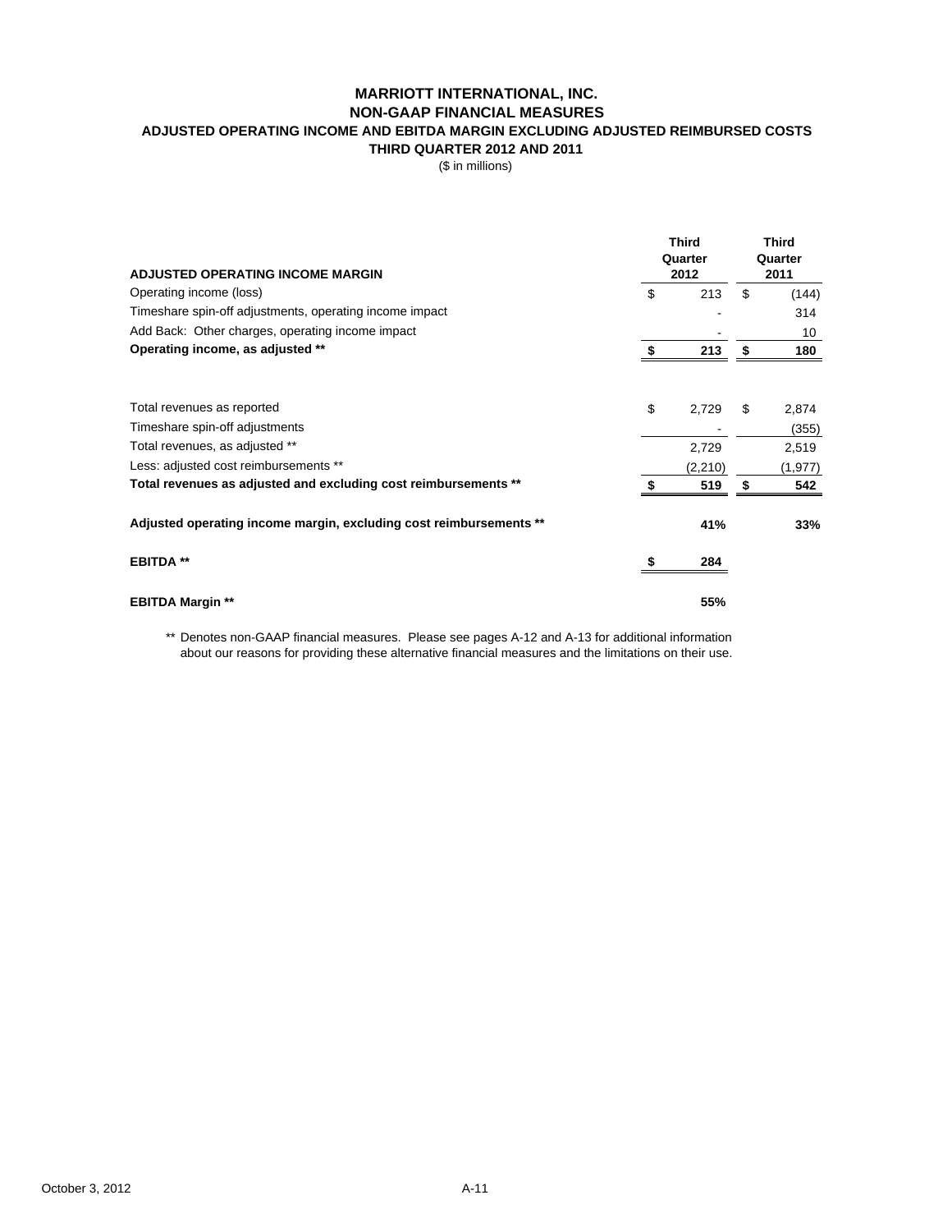# MARRIOTT INTERNATIONAL, INC.
## NON-GAAP FINANCIAL MEASURES
### ADJUSTED OPERATING INCOME AND EBITDA MARGIN EXCLUDING ADJUSTED REIMBURSED COSTS
### THIRD QUARTER 2012 AND 2011

($ in millions)

| ADJUSTED OPERATING INCOME MARGIN | Third Quarter 2012 | Third Quarter 2011 |
|---|---|---|
| Operating income (loss) | $ 213 | $ (144) |
| Timeshare spin-off adjustments, operating income impact | - | 314 |
| Add Back: Other charges, operating income impact | - | 10 |
| **Operating income, as adjusted ** ** | **$ 213** | **$ 180** |
| | | |
| Total revenues as reported | $ 2,729 | $ 2,874 |
| Timeshare spin-off adjustments | - | (355) |
| Total revenues, as adjusted ** | 2,729 | 2,519 |
| Less: adjusted cost reimbursements ** | (2,210) | (1,977) |
| **Total revenues as adjusted and excluding cost reimbursements ** ** | **$ 519** | **$ 542** |
| | | |
| **Adjusted operating income margin, excluding cost reimbursements ** ** | **41%** | **33%** |
| | | |
| **EBITDA ** ** | **$ 284** | |
| | | |
| **EBITDA Margin ** ** | **55%** | |

** Denotes non-GAAP financial measures. Please see pages A-12 and A-13 for additional information about our reasons for providing these alternative financial measures and the limitations on their use.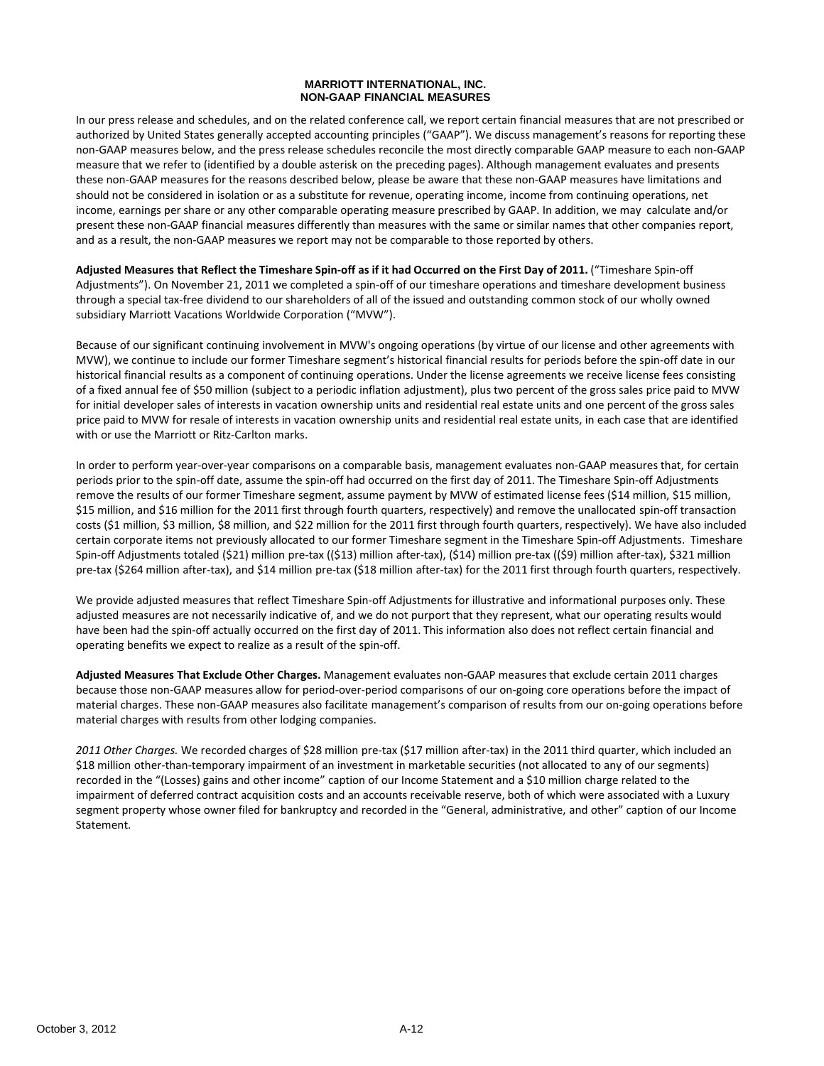# MARRIOTT INTERNATIONAL, INC.
## NON-GAAP FINANCIAL MEASURES

In our press release and schedules, and on the related conference call, we report certain financial measures that are not prescribed or authorized by United States generally accepted accounting principles ("GAAP"). We discuss management's reasons for reporting these non-GAAP measures below, and the press release schedules reconcile the most directly comparable GAAP measure to each non-GAAP measure that we refer to (identified by a double asterisk on the preceding pages). Although management evaluates and presents these non-GAAP measures for the reasons described below, please be aware that these non-GAAP measures have limitations and should not be considered in isolation or as a substitute for revenue, operating income, income from continuing operations, net income, earnings per share or any other comparable operating measure prescribed by GAAP. In addition, we may calculate and/or present these non-GAAP financial measures differently than measures with the same or similar names that other companies report, and as a result, the non-GAAP measures we report may not be comparable to those reported by others.

**Adjusted Measures that Reflect the Timeshare Spin-off as if it had Occurred on the First Day of 2011.** ("Timeshare Spin-off Adjustments"). On November 21, 2011 we completed a spin-off of our timeshare operations and timeshare development business through a special tax-free dividend to our shareholders of all of the issued and outstanding common stock of our wholly owned subsidiary Marriott Vacations Worldwide Corporation ("MVW").

Because of our significant continuing involvement in MVW's ongoing operations (by virtue of our license and other agreements with MVW), we continue to include our former Timeshare segment's historical financial results for periods before the spin-off date in our historical financial results as a component of continuing operations. Under the license agreements we receive license fees consisting of a fixed annual fee of $50 million (subject to a periodic inflation adjustment), plus two percent of the gross sales price paid to MVW for initial developer sales of interests in vacation ownership units and residential real estate units and one percent of the gross sales price paid to MVW for resale of interests in vacation ownership units and residential real estate units, in each case that are identified with or use the Marriott or Ritz-Carlton marks.

In order to perform year-over-year comparisons on a comparable basis, management evaluates non-GAAP measures that, for certain periods prior to the spin-off date, assume the spin-off had occurred on the first day of 2011. The Timeshare Spin-off Adjustments remove the results of our former Timeshare segment, assume payment by MVW of estimated license fees ($14 million, $15 million, $15 million, and $16 million for the 2011 first through fourth quarters, respectively) and remove the unallocated spin-off transaction costs ($1 million, $3 million, $8 million, and $22 million for the 2011 first through fourth quarters, respectively). We have also included certain corporate items not previously allocated to our former Timeshare segment in the Timeshare Spin-off Adjustments. Timeshare Spin-off Adjustments totaled ($21) million pre-tax (($13) million after-tax), ($14) million pre-tax (($9) million after-tax), $321 million pre-tax ($264 million after-tax), and $14 million pre-tax ($18 million after-tax) for the 2011 first through fourth quarters, respectively.

We provide adjusted measures that reflect Timeshare Spin-off Adjustments for illustrative and informational purposes only. These adjusted measures are not necessarily indicative of, and we do not purport that they represent, what our operating results would have been had the spin-off actually occurred on the first day of 2011. This information also does not reflect certain financial and operating benefits we expect to realize as a result of the spin-off.

**Adjusted Measures That Exclude Other Charges.** Management evaluates non-GAAP measures that exclude certain 2011 charges because those non-GAAP measures allow for period-over-period comparisons of our on-going core operations before the impact of material charges. These non-GAAP measures also facilitate management's comparison of results from our on-going operations before material charges with results from other lodging companies.

*2011 Other Charges.* We recorded charges of $28 million pre-tax ($17 million after-tax) in the 2011 third quarter, which included an $18 million other-than-temporary impairment of an investment in marketable securities (not allocated to any of our segments) recorded in the "(Losses) gains and other income" caption of our Income Statement and a $10 million charge related to the impairment of deferred contract acquisition costs and an accounts receivable reserve, both of which were associated with a Luxury segment property whose owner filed for bankruptcy and recorded in the "General, administrative, and other" caption of our Income Statement.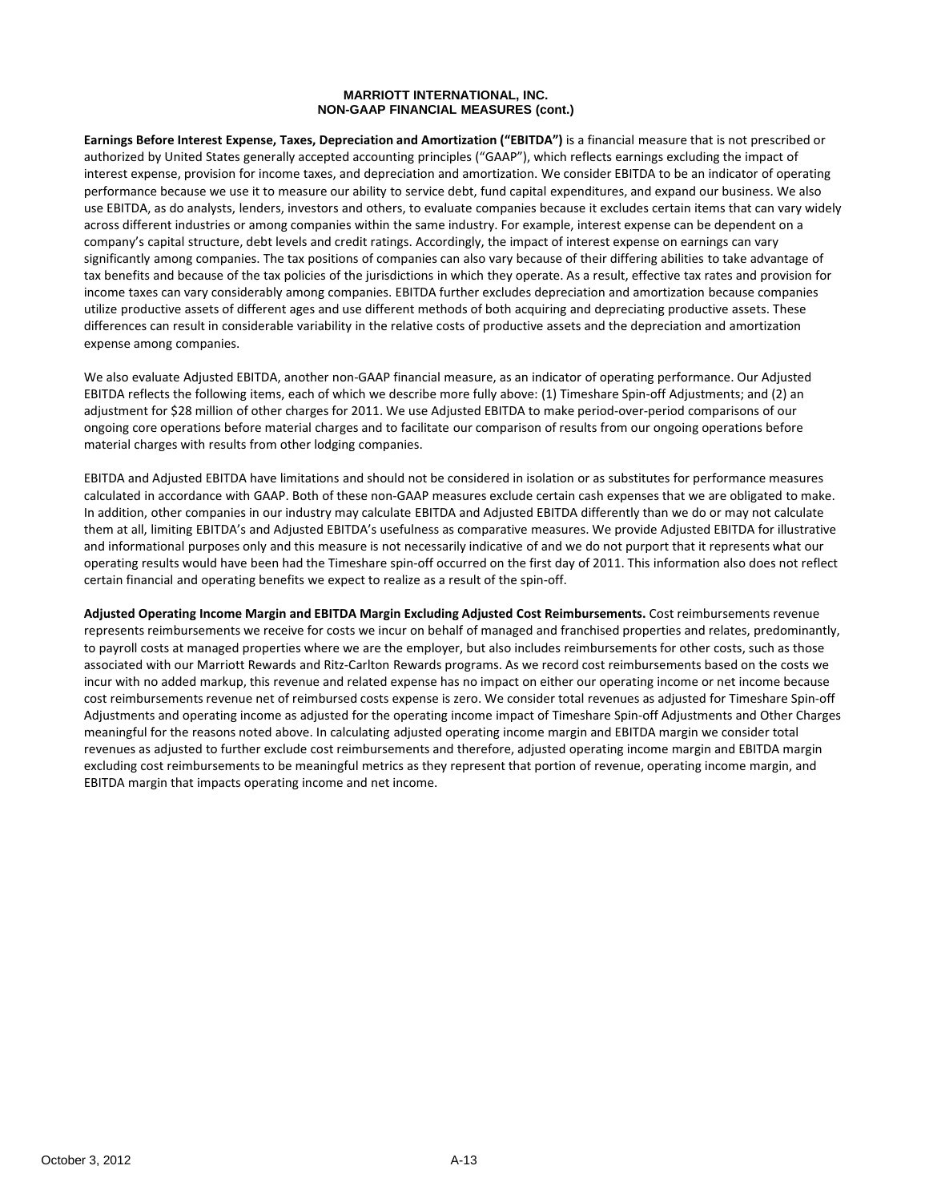**MARRIOTT INTERNATIONAL, INC.**
**NON-GAAP FINANCIAL MEASURES (cont.)**

**Earnings Before Interest Expense, Taxes, Depreciation and Amortization ("EBITDA")** is a financial measure that is not prescribed or authorized by United States generally accepted accounting principles ("GAAP"), which reflects earnings excluding the impact of interest expense, provision for income taxes, and depreciation and amortization. We consider EBITDA to be an indicator of operating performance because we use it to measure our ability to service debt, fund capital expenditures, and expand our business. We also use EBITDA, as do analysts, lenders, investors and others, to evaluate companies because it excludes certain items that can vary widely across different industries or among companies within the same industry. For example, interest expense can be dependent on a company's capital structure, debt levels and credit ratings. Accordingly, the impact of interest expense on earnings can vary significantly among companies. The tax positions of companies can also vary because of their differing abilities to take advantage of tax benefits and because of the tax policies of the jurisdictions in which they operate. As a result, effective tax rates and provision for income taxes can vary considerably among companies. EBITDA further excludes depreciation and amortization because companies utilize productive assets of different ages and use different methods of both acquiring and depreciating productive assets. These differences can result in considerable variability in the relative costs of productive assets and the depreciation and amortization expense among companies.

We also evaluate Adjusted EBITDA, another non-GAAP financial measure, as an indicator of operating performance. Our Adjusted EBITDA reflects the following items, each of which we describe more fully above: (1) Timeshare Spin-off Adjustments; and (2) an adjustment for $28 million of other charges for 2011. We use Adjusted EBITDA to make period-over-period comparisons of our ongoing core operations before material charges and to facilitate our comparison of results from our ongoing operations before material charges with results from other lodging companies.

EBITDA and Adjusted EBITDA have limitations and should not be considered in isolation or as substitutes for performance measures calculated in accordance with GAAP. Both of these non-GAAP measures exclude certain cash expenses that we are obligated to make. In addition, other companies in our industry may calculate EBITDA and Adjusted EBITDA differently than we do or may not calculate them at all, limiting EBITDA's and Adjusted EBITDA's usefulness as comparative measures. We provide Adjusted EBITDA for illustrative and informational purposes only and this measure is not necessarily indicative of and we do not purport that it represents what our operating results would have been had the Timeshare spin-off occurred on the first day of 2011. This information also does not reflect certain financial and operating benefits we expect to realize as a result of the spin-off.

**Adjusted Operating Income Margin and EBITDA Margin Excluding Adjusted Cost Reimbursements.** Cost reimbursements revenue represents reimbursements we receive for costs we incur on behalf of managed and franchised properties and relates, predominantly, to payroll costs at managed properties where we are the employer, but also includes reimbursements for other costs, such as those associated with our Marriott Rewards and Ritz-Carlton Rewards programs. As we record cost reimbursements based on the costs we incur with no added markup, this revenue and related expense has no impact on either our operating income or net income because cost reimbursements revenue net of reimbursed costs expense is zero. We consider total revenues as adjusted for Timeshare Spin-off Adjustments and operating income as adjusted for the operating income impact of Timeshare Spin-off Adjustments and Other Charges meaningful for the reasons noted above. In calculating adjusted operating income margin and EBITDA margin we consider total revenues as adjusted to further exclude cost reimbursements and therefore, adjusted operating income margin and EBITDA margin excluding cost reimbursements to be meaningful metrics as they represent that portion of revenue, operating income margin, and EBITDA margin that impacts operating income and net income.